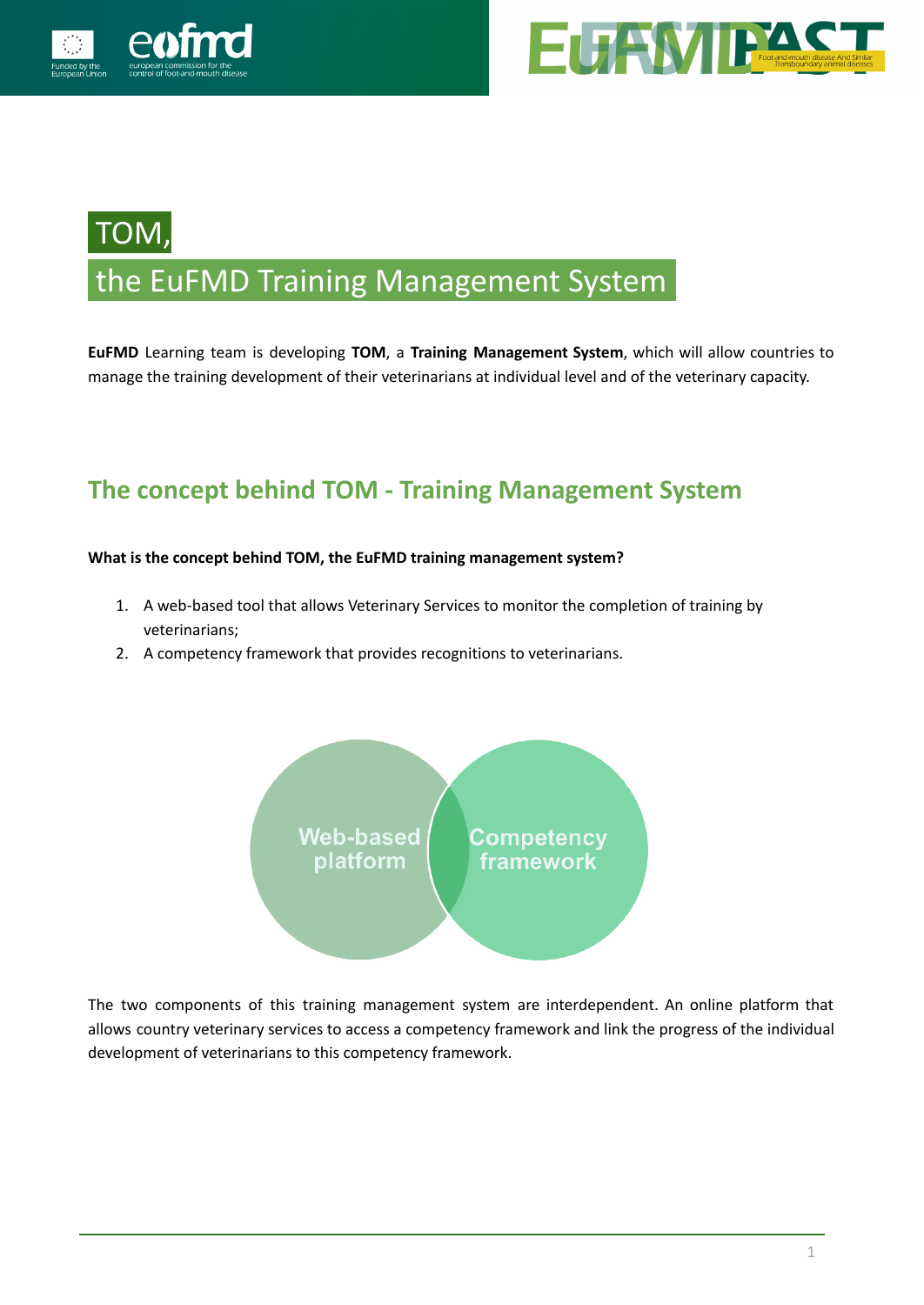# TOM,

# the EuFMD Training Management System

**EuFMD** Learning team is developing **TOM**, a **Training Management System**, which will allow countries to manage the training development of their veterinarians at individual level and of the veterinary capacity.

## The concept behind TOM - Training Management System

**What is the concept behind TOM, the EuFMD training management system?**

1. A web-based tool that allows Veterinary Services to monitor the completion of training by veterinarians;
2. A competency framework that provides recognitions to veterinarians.

Web-based platform

Competency framework

The two components of this training management system are interdependent. An online platform that allows country veterinary services to access a competency framework and link the progress of the individual development of veterinarians to this competency framework.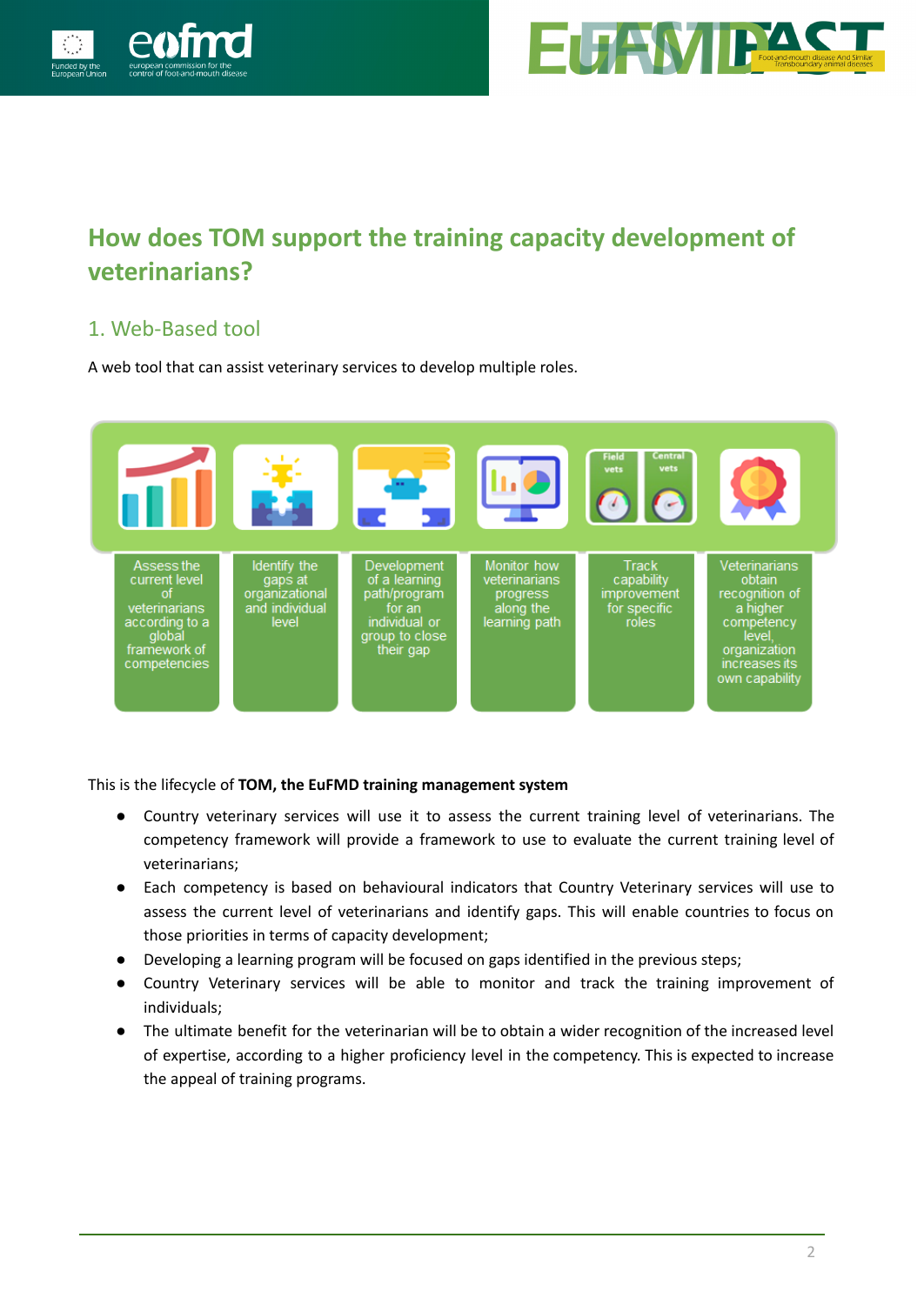# How does TOM support the training capacity development of veterinarians?

## 1. Web-Based tool

A web tool that can assist veterinary services to develop multiple roles.

Assess the current level of veterinarians according to a global framework of competencies

Identify the gaps at organizational and individual level

Development of a learning path/program for an individual or group to close their gap

Monitor how veterinarians progress along the learning path

Track capability improvement for specific roles

Veterinarians obtain recognition of a higher competency level, organization increases its own capability

This is the lifecycle of **TOM, the EuFMD training management system**

- Country veterinary services will use it to assess the current training level of veterinarians. The competency framework will provide a framework to use to evaluate the current training level of veterinarians;
- Each competency is based on behavioural indicators that Country Veterinary services will use to assess the current level of veterinarians and identify gaps. This will enable countries to focus on those priorities in terms of capacity development;
- Developing a learning program will be focused on gaps identified in the previous steps;
- Country Veterinary services will be able to monitor and track the training improvement of individuals;
- The ultimate benefit for the veterinarian will be to obtain a wider recognition of the increased level of expertise, according to a higher proficiency level in the competency. This is expected to increase the appeal of training programs.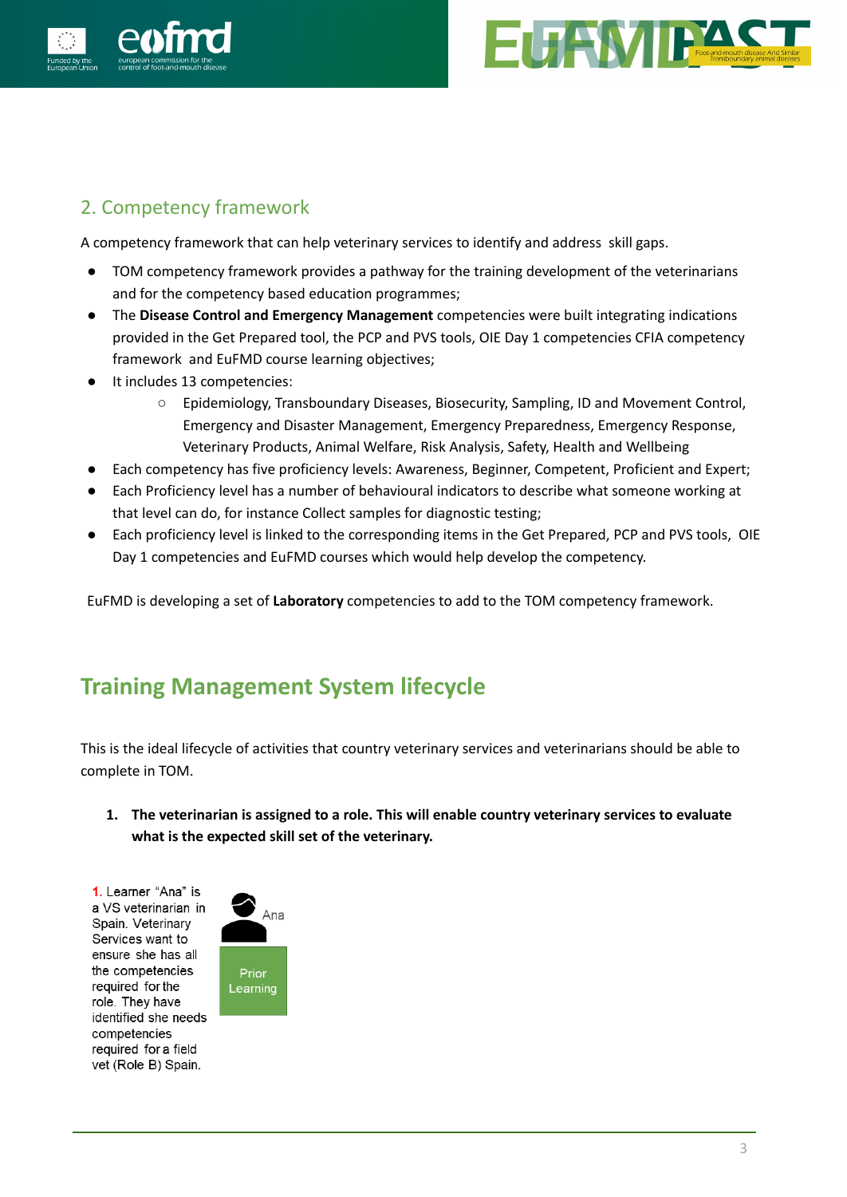## 2. Competency framework

A competency framework that can help veterinary services to identify and address skill gaps.

- TOM competency framework provides a pathway for the training development of the veterinarians and for the competency based education programmes;
- The **Disease Control and Emergency Management** competencies were built integrating indications provided in the Get Prepared tool, the PCP and PVS tools, OIE Day 1 competencies CFIA competency framework and EuFMD course learning objectives;
- It includes 13 competencies:
  - Epidemiology, Transboundary Diseases, Biosecurity, Sampling, ID and Movement Control, Emergency and Disaster Management, Emergency Preparedness, Emergency Response, Veterinary Products, Animal Welfare, Risk Analysis, Safety, Health and Wellbeing
- Each competency has five proficiency levels: Awareness, Beginner, Competent, Proficient and Expert;
- Each Proficiency level has a number of behavioural indicators to describe what someone working at that level can do, for instance Collect samples for diagnostic testing;
- Each proficiency level is linked to the corresponding items in the Get Prepared, PCP and PVS tools, OIE Day 1 competencies and EuFMD courses which would help develop the competency.

EuFMD is developing a set of **Laboratory** competencies to add to the TOM competency framework.

# Training Management System lifecycle

This is the ideal lifecycle of activities that country veterinary services and veterinarians should be able to complete in TOM.

1. **The veterinarian is assigned to a role. This will enable country veterinary services to evaluate what is the expected skill set of the veterinary.**

1. Learner "Ana" is a VS veterinarian in Spain. Veterinary Services want to ensure she has all the competencies required for the role. They have identified she needs competencies required for a field vet (Role B) Spain.

Ana

Prior Learning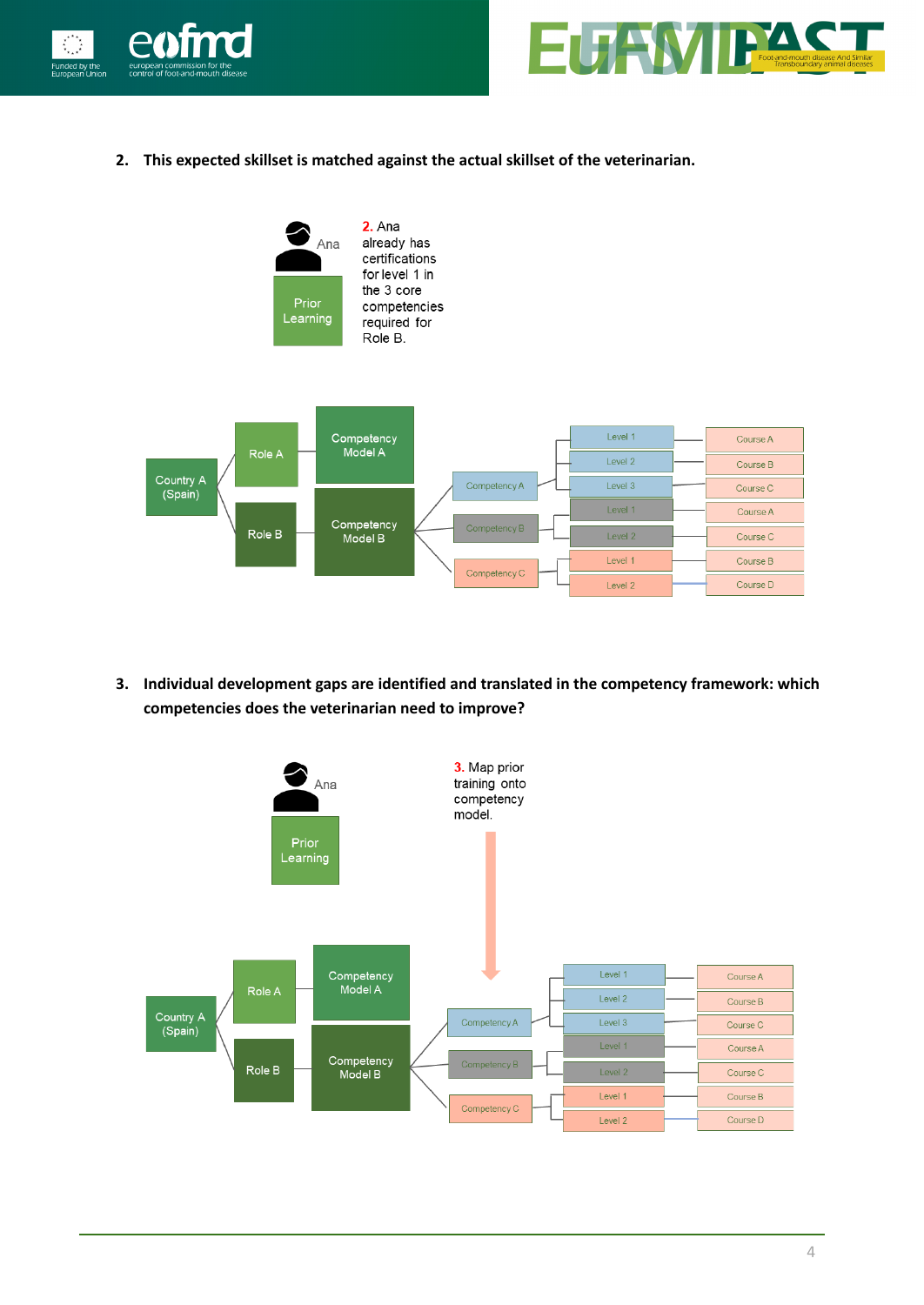2. **This expected skillset is matched against the actual skillset of the veterinarian.**

Ana

Prior Learning

2. Ana already has certifications for level 1 in the 3 core competencies required for Role B.

Country A (Spain) | Role A | Role B | Competency Model A | Competency Model B | Competency A | Competency B | Competency C | Level 1 | Level 2 | Level 3 | Level 1 | Level 2 | Level 1 | Level 2 | Course A | Course B | Course C | Course A | Course C | Course B | Course D

3. **Individual development gaps are identified and translated in the competency framework: which competencies does the veterinarian need to improve?**

Ana

Prior Learning

3. Map prior training onto competency model.

Country A (Spain) | Role A | Role B | Competency Model A | Competency Model B | Competency A | Competency B | Competency C | Level 1 | Level 2 | Level 3 | Level 1 | Level 2 | Level 1 | Level 2 | Course A | Course B | Course C | Course A | Course C | Course B | Course D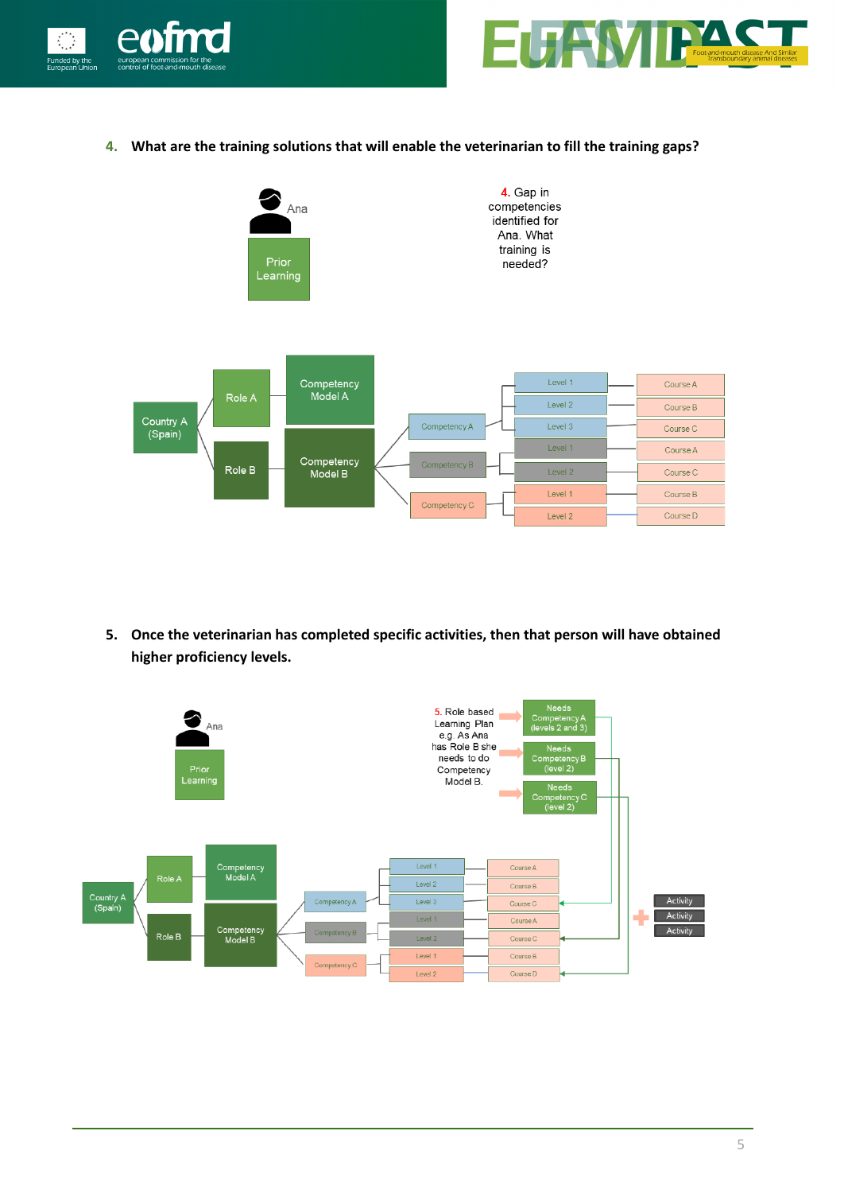4. **What are the training solutions that will enable the veterinarian to fill the training gaps?**

Ana

Prior Learning

4. Gap in competencies identified for Ana. What training is needed?

Country A (Spain)

Role A

Role B

Competency Model A

Competency Model B

Competency A

Competency B

Competency C

Level 1

Level 2

Level 3

Level 1

Level 2

Level 1

Level 2

Course A

Course B

Course C

Course A

Course C

Course B

Course D

5. **Once the veterinarian has completed specific activities, then that person will have obtained higher proficiency levels.**

Ana

Prior Learning

5. Role based Learning Plan e.g. As Ana has Role B she needs to do Competency Model B.

Needs Competency A (levels 2 and 3)

Needs Competency B (level 2)

Needs Competency C (level 2)

Country A (Spain)

Role A

Role B

Competency Model A

Competency Model B

Competency A

Competency B

Competency C

Level 1

Level 2

Level 3

Level 1

Level 2

Level 1

Level 2

Course A

Course B

Course C

Course A

Course C

Course B

Course D

Activity

Activity

Activity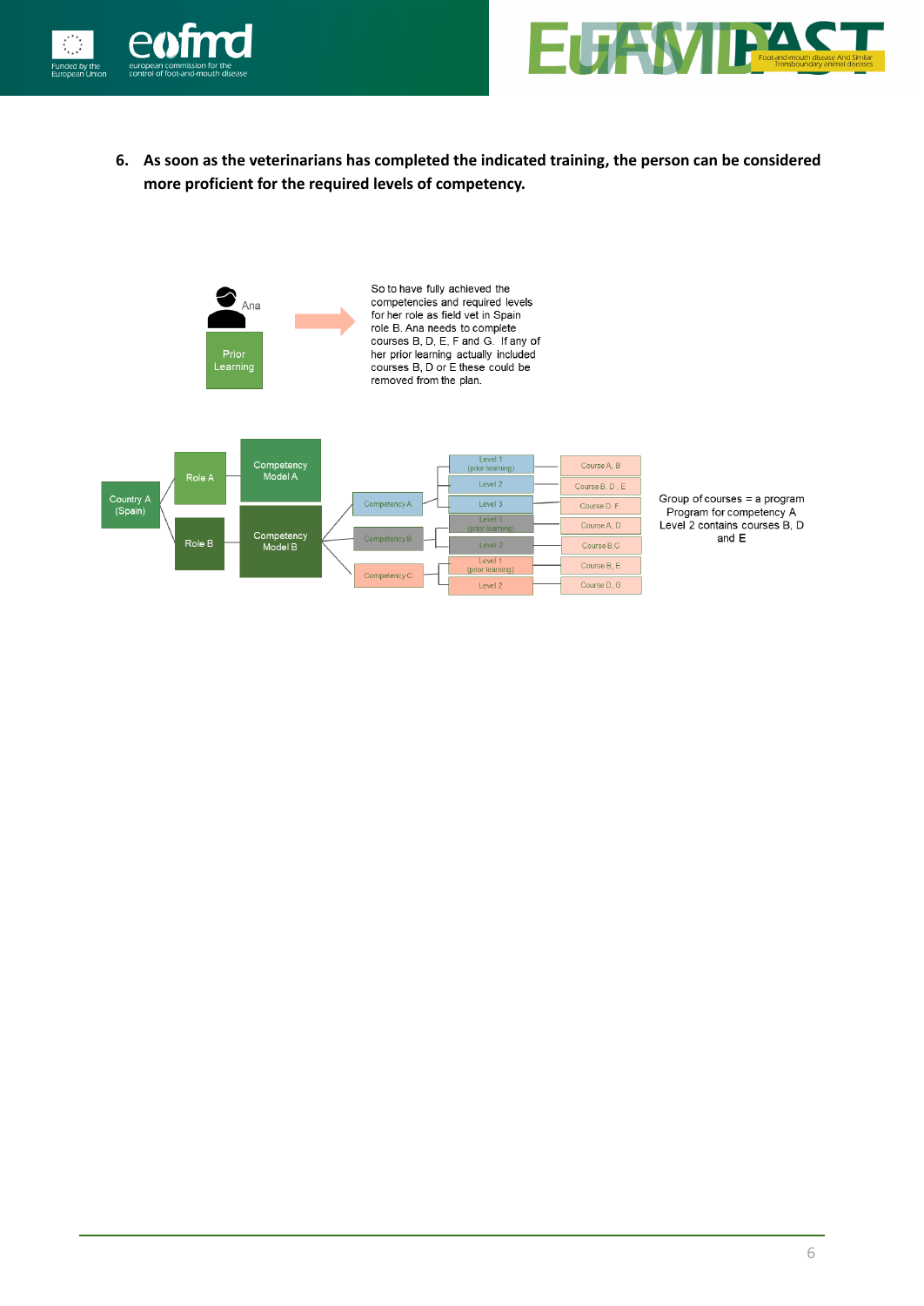6. **As soon as the veterinarians has completed the indicated training, the person can be considered more proficient for the required levels of competency.**

Ana

Prior Learning

So to have fully achieved the competencies and required levels for her role as field vet in Spain role B. Ana needs to complete courses B, D, E, F and G. If any of her prior learning actually included courses B, D or E these could be removed from the plan.

Country A (Spain)

Role A — Competency Model A

Role B — Competency Model B

Competency A
- Level 1 (prior learning) — Course A, B
- Level 2 — Course B, D, E
- Level 3 — Course D, F

Competency B
- Level 1 (prior learning) — Course A, D
- Level 2 — Course B,C

Competency C
- Level 1 (prior learning) — Course B, E
- Level 2 — Course D, G

Group of courses = a program
Program for competency A
Level 2 contains courses B, D and E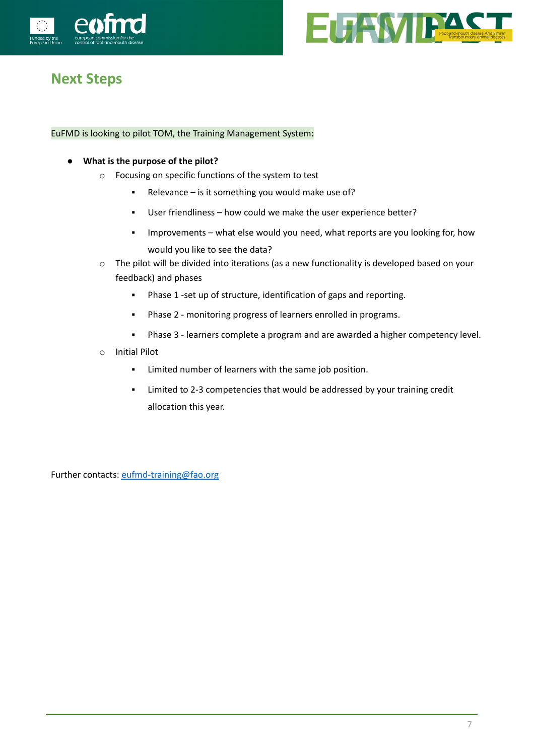## Next Steps

EuFMD is looking to pilot TOM, the Training Management System**:**

- **What is the purpose of the pilot?**
  - Focusing on specific functions of the system to test
    - Relevance – is it something you would make use of?
    - User friendliness – how could we make the user experience better?
    - Improvements – what else would you need, what reports are you looking for, how would you like to see the data?
  - The pilot will be divided into iterations (as a new functionality is developed based on your feedback) and phases
    - Phase 1 -set up of structure, identification of gaps and reporting.
    - Phase 2 - monitoring progress of learners enrolled in programs.
    - Phase 3 - learners complete a program and are awarded a higher competency level.
  - Initial Pilot
    - Limited number of learners with the same job position.
    - Limited to 2-3 competencies that would be addressed by your training credit allocation this year.

Further contacts: eufmd-training@fao.org